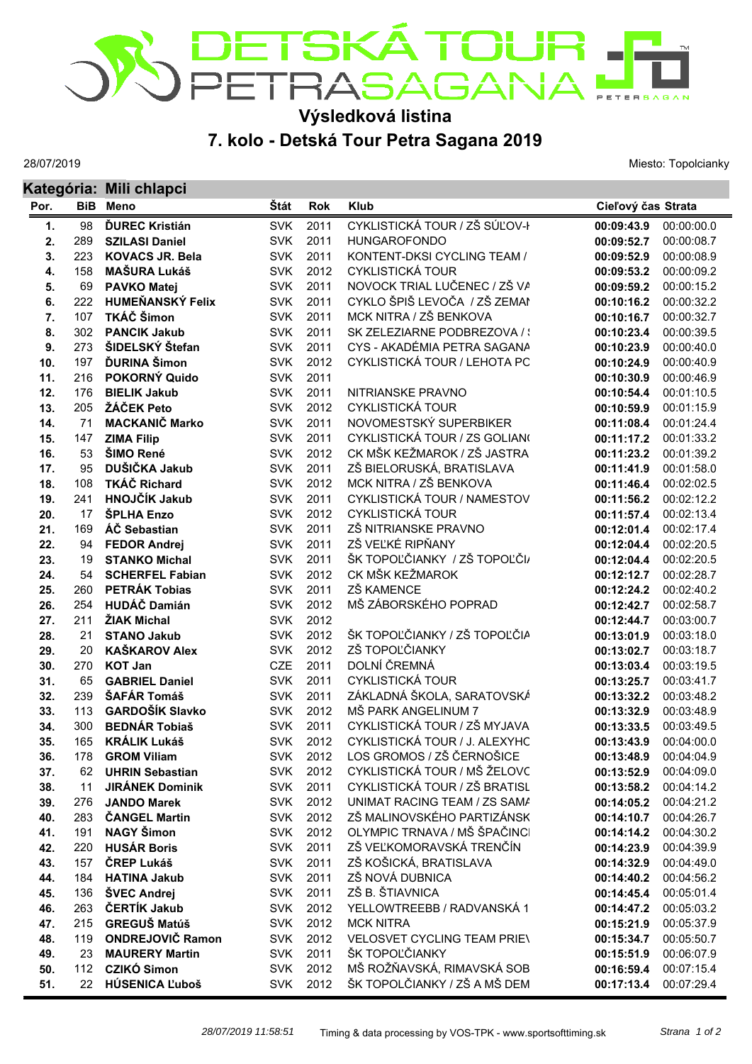DETSKÁ TOUR PETRA SAGANA

# Výsledková listina

## 7. kolo - Detská Tour Petra Sagana 2019

28/07/2019

Miesto: Topolcianky

### Kategória: Mili chlapci

| Por. | BiB | Meno | Štát | Rok | Klub | Cieľový čas | Strata |
|---|---|---|---|---|---|---|---|
| 1. | 98 | **ĎUREC Kristián** | SVK | 2011 | CYKLISTICKÁ TOUR / ZŠ SÚĽOV-H | **00:09:43.9** | 00:00:00.0 |
| 2. | 289 | **SZILASI Daniel** | SVK | 2011 | HUNGAROFONDO | **00:09:52.7** | 00:00:08.7 |
| 3. | 223 | **KOVACS JR. Bela** | SVK | 2011 | KONTENT-DKSI CYCLING TEAM / | **00:09:52.9** | 00:00:08.9 |
| 4. | 158 | **MAŠURA Lukáš** | SVK | 2012 | CYKLISTICKÁ TOUR | **00:09:53.2** | 00:00:09.2 |
| 5. | 69 | **PAVKO Matej** | SVK | 2011 | NOVOCK TRIAL LUČENEC / ZŠ VA | **00:09:59.2** | 00:00:15.2 |
| 6. | 222 | **HUMEŇANSKÝ Felix** | SVK | 2011 | CYKLO ŠPIŠ LEVOČA / ZŠ ZEMAN | **00:10:16.2** | 00:00:32.2 |
| 7. | 107 | **TKÁČ Šimon** | SVK | 2011 | MCK NITRA / ZŠ BENKOVA | **00:10:16.7** | 00:00:32.7 |
| 8. | 302 | **PANCIK Jakub** | SVK | 2011 | SK ZELEZIARNE PODBREZOVA / | **00:10:23.4** | 00:00:39.5 |
| 9. | 273 | **ŠIDELSKÝ Štefan** | SVK | 2011 | CYS - AKADÉMIA PETRA SAGANA | **00:10:23.9** | 00:00:40.0 |
| 10. | 197 | **ĎURINA Šimon** | SVK | 2012 | CYKLISTICKÁ TOUR / LEHOTA PC | **00:10:24.9** | 00:00:40.9 |
| 11. | 216 | **POKORNÝ Quido** | SVK | 2011 | | **00:10:30.9** | 00:00:46.9 |
| 12. | 176 | **BIELIK Jakub** | SVK | 2011 | NITRIANSKE PRAVNO | **00:10:54.4** | 00:01:10.5 |
| 13. | 205 | **ŽÁČEK Peto** | SVK | 2012 | CYKLISTICKÁ TOUR | **00:10:59.9** | 00:01:15.9 |
| 14. | 71 | **MACKANIČ Marko** | SVK | 2011 | NOVOMESTSKÝ SUPERBIKER | **00:11:08.4** | 00:01:24.4 |
| 15. | 147 | **ZIMA Filip** | SVK | 2011 | CYKLISTICKÁ TOUR / ZS GOLIAN | **00:11:17.2** | 00:01:33.2 |
| 16. | 53 | **ŠIMO René** | SVK | 2012 | CK MŠK KEŽMAROK / ZŠ JASTRA | **00:11:23.2** | 00:01:39.2 |
| 17. | 95 | **DUŠIČKA Jakub** | SVK | 2011 | ZŠ BIELORUSKÁ, BRATISLAVA | **00:11:41.9** | 00:01:58.0 |
| 18. | 108 | **TKÁČ Richard** | SVK | 2012 | MCK NITRA / ZŠ BENKOVA | **00:11:46.4** | 00:02:02.5 |
| 19. | 241 | **HNOJČÍK Jakub** | SVK | 2011 | CYKLISTICKÁ TOUR / NAMESTOV | **00:11:56.2** | 00:02:12.2 |
| 20. | 17 | **ŠPLHA Enzo** | SVK | 2012 | CYKLISTICKÁ TOUR | **00:11:57.4** | 00:02:13.4 |
| 21. | 169 | **ÁČ Sebastian** | SVK | 2011 | ZŠ NITRIANSKE PRAVNO | **00:12:01.4** | 00:02:17.4 |
| 22. | 94 | **FEDOR Andrej** | SVK | 2011 | ZŠ VEĽKÉ RIPŇANY | **00:12:04.4** | 00:02:20.5 |
| 23. | 19 | **STANKO Michal** | SVK | 2011 | ŠK TOPOĽČIANKY / ZŠ TOPOĽČI | **00:12:04.4** | 00:02:20.5 |
| 24. | 54 | **SCHERFEL Fabian** | SVK | 2012 | CK MŠK KEŽMAROK | **00:12:12.7** | 00:02:28.7 |
| 25. | 260 | **PETRÁK Tobias** | SVK | 2011 | ZŠ KAMENCE | **00:12:24.2** | 00:02:40.2 |
| 26. | 254 | **HUDÁČ Damián** | SVK | 2012 | MŠ ZÁBORSKÉHO POPRAD | **00:12:42.7** | 00:02:58.7 |
| 27. | 211 | **ŽIAK Michal** | SVK | 2012 | | **00:12:44.7** | 00:03:00.7 |
| 28. | 21 | **STANO Jakub** | SVK | 2012 | ŠK TOPOĽČIANKY / ZŠ TOPOĽČIA | **00:13:01.9** | 00:03:18.0 |
| 29. | 20 | **KAŠKAROV Alex** | SVK | 2012 | ZŠ TOPOĽČIANKY | **00:13:02.7** | 00:03:18.7 |
| 30. | 270 | **KOT Jan** | CZE | 2011 | DOLNÍ ČREMNÁ | **00:13:03.4** | 00:03:19.5 |
| 31. | 65 | **GABRIEL Daniel** | SVK | 2011 | CYKLISTICKÁ TOUR | **00:13:25.7** | 00:03:41.7 |
| 32. | 239 | **ŠAFÁR Tomáš** | SVK | 2011 | ZÁKLADNÁ ŠKOLA, SARATOVSKÁ | **00:13:32.2** | 00:03:48.2 |
| 33. | 113 | **GARDOŠÍK Slavko** | SVK | 2012 | MŠ PARK ANGELINUM 7 | **00:13:32.9** | 00:03:48.9 |
| 34. | 300 | **BEDNÁR Tobiaš** | SVK | 2011 | CYKLISTICKÁ TOUR / ZŠ MYJAVA | **00:13:33.5** | 00:03:49.5 |
| 35. | 165 | **KRÁLIK Lukáš** | SVK | 2012 | CYKLISTICKÁ TOUR / ALEXYHC | **00:13:43.9** | 00:04:00.0 |
| 36. | 178 | **GROM Viliam** | SVK | 2012 | LOS GROMOS / ZŠ ČERNOŠICE | **00:13:48.9** | 00:04:04.9 |
| 37. | 62 | **UHRIN Sebastian** | SVK | 2012 | CYKLISTICKÁ TOUR / MŠ ŽELOVC | **00:13:52.9** | 00:04:09.0 |
| 38. | 11 | **JIRÁNEK Dominik** | SVK | 2011 | CYKLISTICKÁ TOUR / ZŠ BRATISL | **00:13:58.2** | 00:04:14.2 |
| 39. | 276 | **JANDO Marek** | SVK | 2012 | UNIMAT RACING TEAM / ZS SAMA | **00:14:05.2** | 00:04:21.2 |
| 40. | 283 | **ČANGEL Martin** | SVK | 2012 | ZŠ MALINOVSKÉHO PARTIZÁNSK | **00:14:10.7** | 00:04:26.7 |
| 41. | 191 | **NAGY Šimon** | SVK | 2012 | OLYMPIC TRNAVA / MŠ ŠPAČINCI | **00:14:14.2** | 00:04:30.2 |
| 42. | 220 | **HUSÁR Boris** | SVK | 2011 | ZŠ VEĽKOMORAVSKÁ TRENČÍN | **00:14:23.9** | 00:04:39.9 |
| 43. | 157 | **ČREP Lukáš** | SVK | 2011 | ZŠ KOŠICKÁ, BRATISLAVA | **00:14:32.9** | 00:04:49.0 |
| 44. | 184 | **HATINA Jakub** | SVK | 2011 | ZŠ NOVÁ DUBNICA | **00:14:40.2** | 00:04:56.2 |
| 45. | 136 | **ŠVEC Andrej** | SVK | 2011 | ZŠ B. ŠTIAVNICA | **00:14:45.4** | 00:05:01.4 |
| 46. | 263 | **ČERTÍK Jakub** | SVK | 2012 | YELLOWTREEBB / RADVANSKÁ 1 | **00:14:47.2** | 00:05:03.2 |
| 47. | 215 | **GREGUŠ Matúš** | SVK | 2012 | MCK NITRA | **00:15:21.9** | 00:05:37.9 |
| 48. | 119 | **ONDREJOVIČ Ramon** | SVK | 2012 | VELOSVET CYCLING TEAM PRIEV | **00:15:34.7** | 00:05:50.7 |
| 49. | 23 | **MAURERY Martin** | SVK | 2011 | ŠK TOPOĽČIANKY | **00:15:51.9** | 00:06:07.9 |
| 50. | 112 | **CZIKÓ Simon** | SVK | 2012 | MŠ ROŽŇAVSKÁ, RIMAVSKÁ SOB | **00:16:59.4** | 00:07:15.4 |
| 51. | 22 | **HÚSENICA Ľuboš** | SVK | 2012 | ŠK TOPOLČIANKY / ZŠ A MŠ DEM | **00:17:13.4** | 00:07:29.4 |

*28/07/2019 11:58:51* Timing & data processing by VOS-TPK - www.sportsofttiming.sk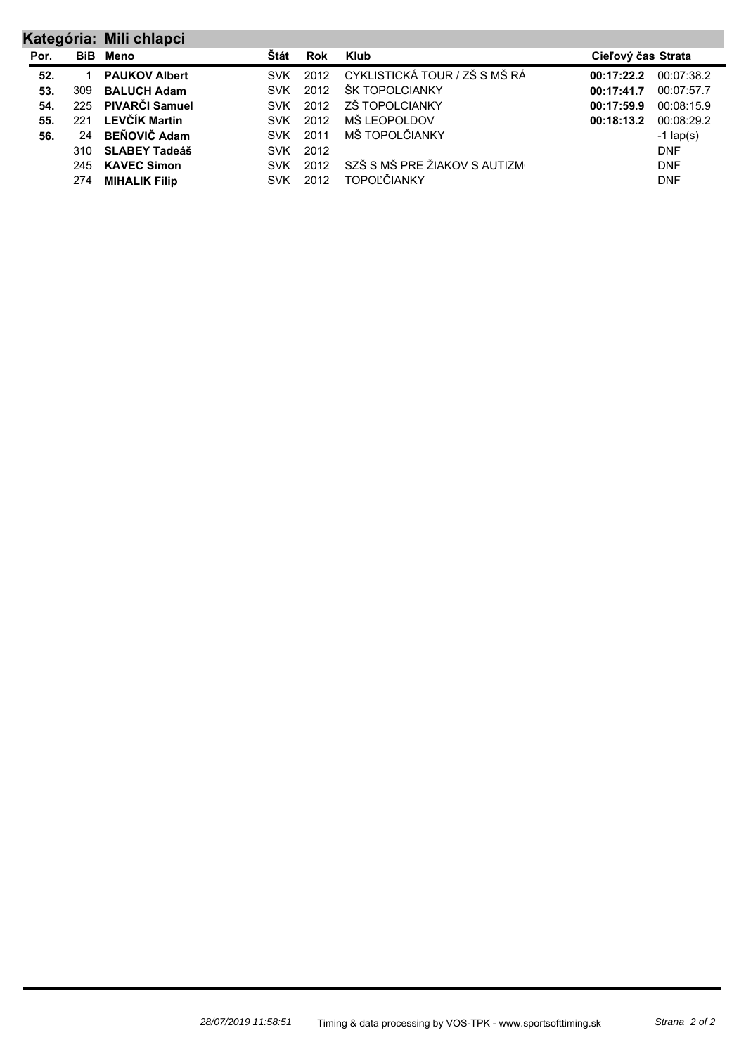## Kategória: Mili chlapci

| Por. | BiB | Meno | Štát | Rok | Klub | Cieľový čas | Strata |
|---|---|---|---|---|---|---|---|
| 52. | 1 | **PAUKOV Albert** | SVK | 2012 | CYKLISTICKÁ TOUR / ZŠ S MŠ RÁ | **00:17:22.2** | 00:07:38.2 |
| 53. | 309 | **BALUCH Adam** | SVK | 2012 | ŠK TOPOLCIANKY | **00:17:41.7** | 00:07:57.7 |
| 54. | 225 | **PIVARČI Samuel** | SVK | 2012 | ZŠ TOPOLCIANKY | **00:17:59.9** | 00:08:15.9 |
| 55. | 221 | **LEVČÍK Martin** | SVK | 2012 | MŠ LEOPOLDOV | **00:18:13.2** | 00:08:29.2 |
| 56. | 24 | **BEŇOVIČ Adam** | SVK | 2011 | MŠ TOPOLČIANKY | | -1 lap(s) |
| | 310 | **SLABEY Tadeáš** | SVK | 2012 | | | DNF |
| | 245 | **KAVEC Simon** | SVK | 2012 | SZŠ S MŠ PRE ŽIAKOV S AUTIZM | | DNF |
| | 274 | **MIHALIK Filip** | SVK | 2012 | TOPOĽČIANKY | | DNF |

*28/07/2019 11:58:51* Timing & data processing by VOS-TPK - www.sportsofttiming.sk